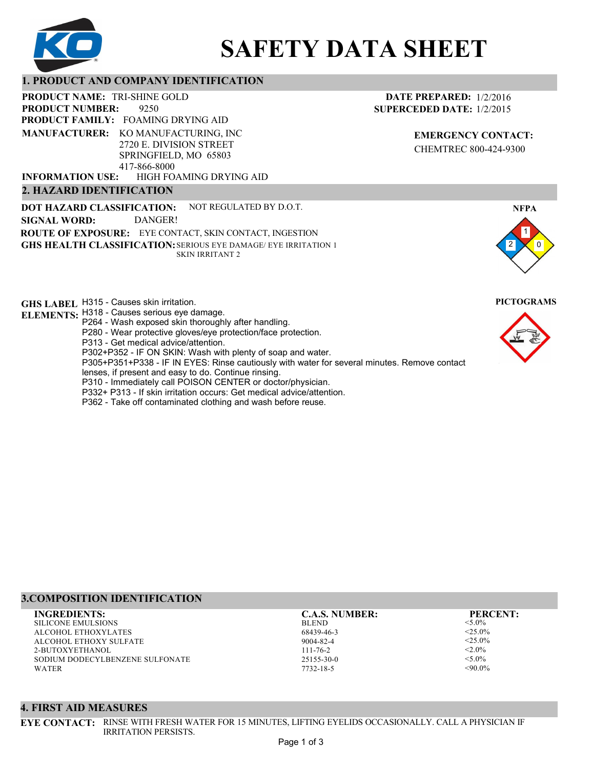# SAFETY DATA SHEET

## 1. PRODUCT AND COMPANY IDENTIFICATION

**PRODUCT NAME:** TRI-SHINE GOLD
**PRODUCT NUMBER:** 9250
**PRODUCT FAMILY:** FOAMING DRYING AID
**MANUFACTURER:** KO MANUFACTURING, INC
2720 E. DIVISION STREET
SPRINGFIELD, MO 65803
417-866-8000
**INFORMATION USE:** HIGH FOAMING DRYING AID

**DATE PREPARED:** 1/2/2016
**SUPERCEDED DATE:** 1/2/2015

**EMERGENCY CONTACT:**
CHEMTREC 800-424-9300

## 2. HAZARD IDENTIFICATION

**DOT HAZARD CLASSIFICATION:** NOT REGULATED BY D.O.T.
**SIGNAL WORD:** DANGER!
**ROUTE OF EXPOSURE:** EYE CONTACT, SKIN CONTACT, INGESTION
**GHS HEALTH CLASSIFICATION:** SERIOUS EYE DAMAGE/ EYE IRRITATION 1
SKIN IRRITANT 2

**NFPA**

Health: 2, Flammability: 1, Reactivity: 0

**GHS LABEL ELEMENTS:**
H315 - Causes skin irritation.
H318 - Causes serious eye damage.
P264 - Wash exposed skin thoroughly after handling.
P280 - Wear protective gloves/eye protection/face protection.
P313 - Get medical advice/attention.
P302+P352 - IF ON SKIN: Wash with plenty of soap and water.
P305+P351+P338 - IF IN EYES: Rinse cautiously with water for several minutes. Remove contact lenses, if present and easy to do. Continue rinsing.
P310 - Immediately call POISON CENTER or doctor/physician.
P332+ P313 - If skin irritation occurs: Get medical advice/attention.
P362 - Take off contaminated clothing and wash before reuse.

**PICTOGRAMS**

## 3.COMPOSITION IDENTIFICATION

| INGREDIENTS: | C.A.S. NUMBER: | PERCENT: |
|---|---|---|
| SILICONE EMULSIONS | BLEND | <5.0% |
| ALCOHOL ETHOXYLATES | 68439-46-3 | <25.0% |
| ALCOHOL ETHOXY SULFATE | 9004-82-4 | <25.0% |
| 2-BUTOXYETHANOL | 111-76-2 | <2.0% |
| SODIUM DODECYLBENZENE SULFONATE | 25155-30-0 | <5.0% |
| WATER | 7732-18-5 | <90.0% |

## 4. FIRST AID MEASURES

**EYE CONTACT:** RINSE WITH FRESH WATER FOR 15 MINUTES, LIFTING EYELIDS OCCASIONALLY. CALL A PHYSICIAN IF IRRITATION PERSISTS.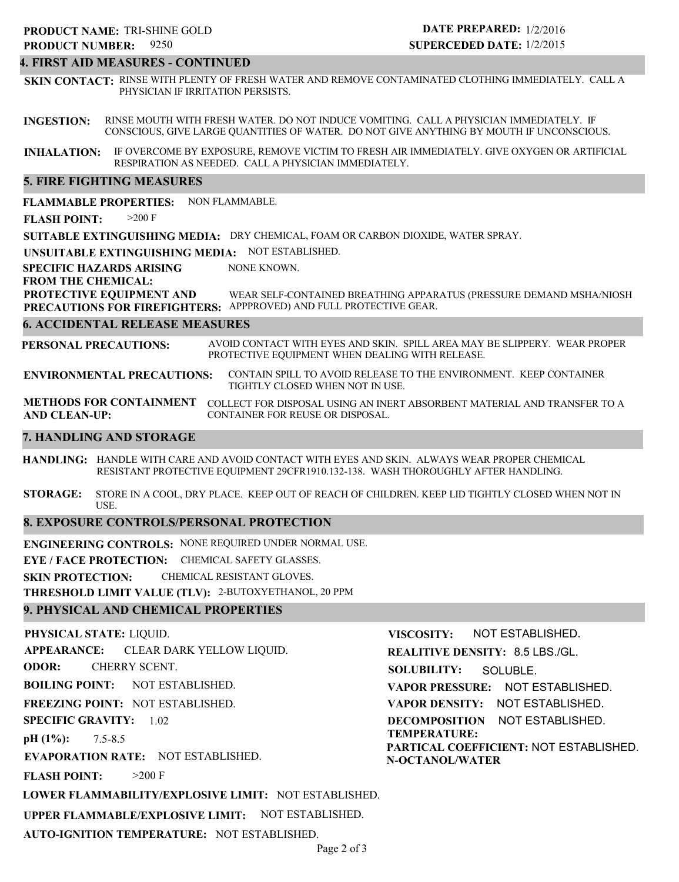**PRODUCT NAME:** TRI-SHINE GOLD
**PRODUCT NUMBER:** 9250

**DATE PREPARED:** 1/2/2016
**SUPERCEDED DATE:** 1/2/2015

## 4. FIRST AID MEASURES - CONTINUED

**SKIN CONTACT:** RINSE WITH PLENTY OF FRESH WATER AND REMOVE CONTAMINATED CLOTHING IMMEDIATELY. CALL A PHYSICIAN IF IRRITATION PERSISTS.

**INGESTION:** RINSE MOUTH WITH FRESH WATER. DO NOT INDUCE VOMITING. CALL A PHYSICIAN IMMEDIATELY. IF CONSCIOUS, GIVE LARGE QUANTITIES OF WATER. DO NOT GIVE ANYTHING BY MOUTH IF UNCONSCIOUS.

**INHALATION:** IF OVERCOME BY EXPOSURE, REMOVE VICTIM TO FRESH AIR IMMEDIATELY. GIVE OXYGEN OR ARTIFICIAL RESPIRATION AS NEEDED. CALL A PHYSICIAN IMMEDIATELY.

## 5. FIRE FIGHTING MEASURES

**FLAMMABLE PROPERTIES:** NON FLAMMABLE.

**FLASH POINT:** >200 F

**SUITABLE EXTINGUISHING MEDIA:** DRY CHEMICAL, FOAM OR CARBON DIOXIDE, WATER SPRAY.

**UNSUITABLE EXTINGUISHING MEDIA:** NOT ESTABLISHED.

**SPECIFIC HAZARDS ARISING FROM THE CHEMICAL:** NONE KNOWN.

**PROTECTIVE EQUIPMENT AND PRECAUTIONS FOR FIREFIGHTERS:** WEAR SELF-CONTAINED BREATHING APPARATUS (PRESSURE DEMAND MSHA/NIOSH APPPROVED) AND FULL PROTECTIVE GEAR.

## 6. ACCIDENTAL RELEASE MEASURES

**PERSONAL PRECAUTIONS:** AVOID CONTACT WITH EYES AND SKIN. SPILL AREA MAY BE SLIPPERY. WEAR PROPER PROTECTIVE EQUIPMENT WHEN DEALING WITH RELEASE.

**ENVIRONMENTAL PRECAUTIONS:** CONTAIN SPILL TO AVOID RELEASE TO THE ENVIRONMENT. KEEP CONTAINER TIGHTLY CLOSED WHEN NOT IN USE.

**METHODS FOR CONTAINMENT AND CLEAN-UP:** COLLECT FOR DISPOSAL USING AN INERT ABSORBENT MATERIAL AND TRANSFER TO A CONTAINER FOR REUSE OR DISPOSAL.

## 7. HANDLING AND STORAGE

**HANDLING:** HANDLE WITH CARE AND AVOID CONTACT WITH EYES AND SKIN. ALWAYS WEAR PROPER CHEMICAL RESISTANT PROTECTIVE EQUIPMENT 29CFR1910.132-138. WASH THOROUGHLY AFTER HANDLING.

**STORAGE:** STORE IN A COOL, DRY PLACE. KEEP OUT OF REACH OF CHILDREN. KEEP LID TIGHTLY CLOSED WHEN NOT IN USE.

## 8. EXPOSURE CONTROLS/PERSONAL PROTECTION

**ENGINEERING CONTROLS:** NONE REQUIRED UNDER NORMAL USE.

**EYE / FACE PROTECTION:** CHEMICAL SAFETY GLASSES.

**SKIN PROTECTION:** CHEMICAL RESISTANT GLOVES.

**THRESHOLD LIMIT VALUE (TLV):** 2-BUTOXYETHANOL, 20 PPM

## 9. PHYSICAL AND CHEMICAL PROPERTIES

**PHYSICAL STATE:** LIQUID.

**APPEARANCE:** CLEAR DARK YELLOW LIQUID.

**ODOR:** CHERRY SCENT.

**BOILING POINT:** NOT ESTABLISHED.

**FREEZING POINT:** NOT ESTABLISHED.

**SPECIFIC GRAVITY:** 1.02

**pH (1%):** 7.5-8.5

**EVAPORATION RATE:** NOT ESTABLISHED.

**FLASH POINT:** >200 F

**LOWER FLAMMABILITY/EXPLOSIVE LIMIT:** NOT ESTABLISHED.

**UPPER FLAMMABLE/EXPLOSIVE LIMIT:** NOT ESTABLISHED.

**AUTO-IGNITION TEMPERATURE:** NOT ESTABLISHED.

**VISCOSITY:** NOT ESTABLISHED.

**REALITIVE DENSITY:** 8.5 LBS./GL.

**SOLUBILITY:** SOLUBLE.

**VAPOR PRESSURE:** NOT ESTABLISHED.

**VAPOR DENSITY:** NOT ESTABLISHED.

**DECOMPOSITION TEMPERATURE:** NOT ESTABLISHED.

**PARTICAL COEFFICIENT: N-OCTANOL/WATER** NOT ESTABLISHED.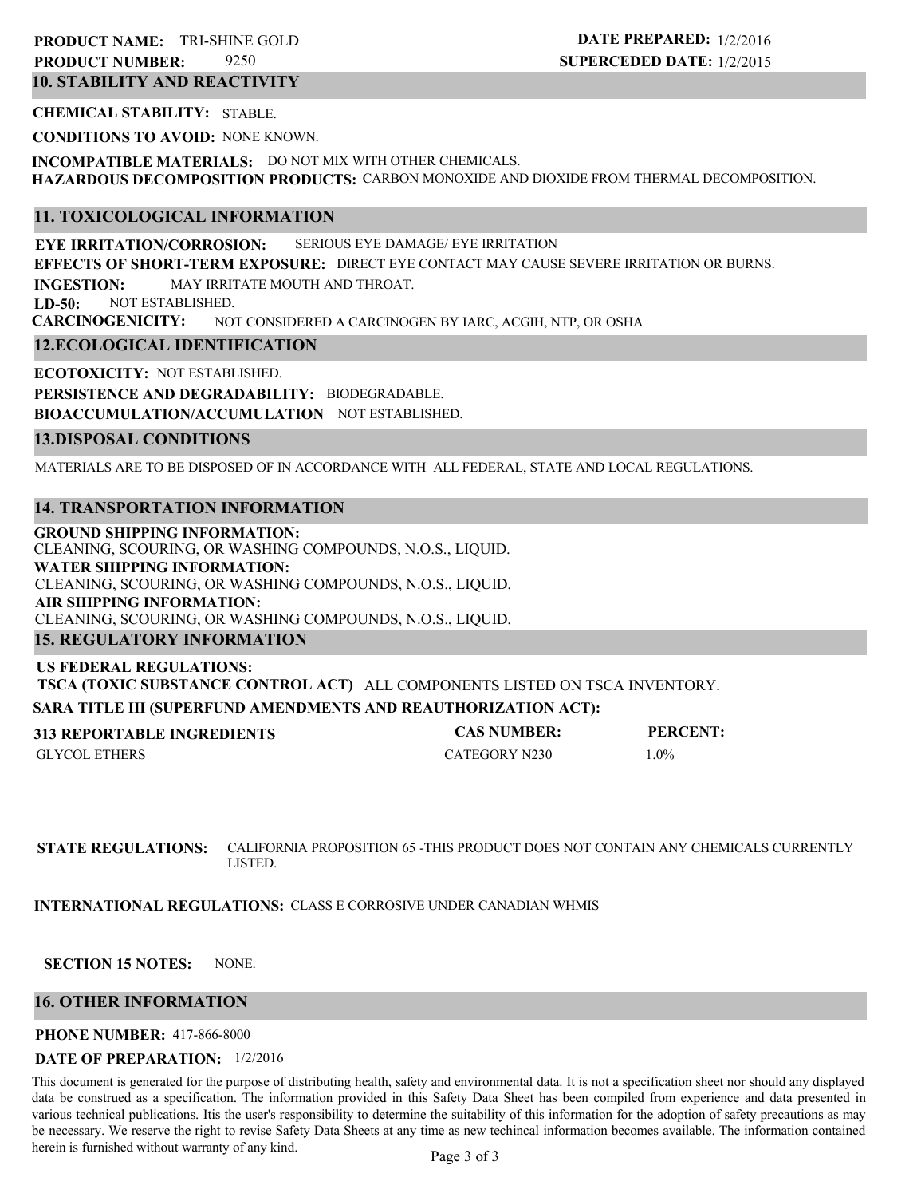**PRODUCT NAME:** TRI-SHINE GOLD
**PRODUCT NUMBER:** 9250

**DATE PREPARED:** 1/2/2016
**SUPERCEDED DATE:** 1/2/2015

## 10. STABILITY AND REACTIVITY

**CHEMICAL STABILITY:** STABLE.

**CONDITIONS TO AVOID:** NONE KNOWN.

**INCOMPATIBLE MATERIALS:** DO NOT MIX WITH OTHER CHEMICALS.

**HAZARDOUS DECOMPOSITION PRODUCTS:** CARBON MONOXIDE AND DIOXIDE FROM THERMAL DECOMPOSITION.

## 11. TOXICOLOGICAL INFORMATION

**EYE IRRITATION/CORROSION:** SERIOUS EYE DAMAGE/ EYE IRRITATION

**EFFECTS OF SHORT-TERM EXPOSURE:** DIRECT EYE CONTACT MAY CAUSE SEVERE IRRITATION OR BURNS.

**INGESTION:** MAY IRRITATE MOUTH AND THROAT.

**LD-50:** NOT ESTABLISHED.

**CARCINOGENICITY:** NOT CONSIDERED A CARCINOGEN BY IARC, ACGIH, NTP, OR OSHA

## 12.ECOLOGICAL IDENTIFICATION

**ECOTOXICITY:** NOT ESTABLISHED.

**PERSISTENCE AND DEGRADABILITY:** BIODEGRADABLE.

**BIOACCUMULATION/ACCUMULATION** NOT ESTABLISHED.

## 13.DISPOSAL CONDITIONS

MATERIALS ARE TO BE DISPOSED OF IN ACCORDANCE WITH ALL FEDERAL, STATE AND LOCAL REGULATIONS.

## 14. TRANSPORTATION INFORMATION

**GROUND SHIPPING INFORMATION:**
CLEANING, SCOURING, OR WASHING COMPOUNDS, N.O.S., LIQUID.

**WATER SHIPPING INFORMATION:**
CLEANING, SCOURING, OR WASHING COMPOUNDS, N.O.S., LIQUID.

**AIR SHIPPING INFORMATION:**
CLEANING, SCOURING, OR WASHING COMPOUNDS, N.O.S., LIQUID.

## 15. REGULATORY INFORMATION

**US FEDERAL REGULATIONS:**

**TSCA (TOXIC SUBSTANCE CONTROL ACT)** ALL COMPONENTS LISTED ON TSCA INVENTORY.

**SARA TITLE III (SUPERFUND AMENDMENTS AND REAUTHORIZATION ACT):**

| 313 REPORTABLE INGREDIENTS | CAS NUMBER: | PERCENT: |
|---|---|---|
| GLYCOL ETHERS | CATEGORY N230 | 1.0% |

**STATE REGULATIONS:** CALIFORNIA PROPOSITION 65 -THIS PRODUCT DOES NOT CONTAIN ANY CHEMICALS CURRENTLY LISTED.

**INTERNATIONAL REGULATIONS:** CLASS E CORROSIVE UNDER CANADIAN WHMIS

**SECTION 15 NOTES:** NONE.

## 16. OTHER INFORMATION

**PHONE NUMBER:** 417-866-8000

**DATE OF PREPARATION:** 1/2/2016

This document is generated for the purpose of distributing health, safety and environmental data. It is not a specification sheet nor should any displayed data be construed as a specification. The information provided in this Safety Data Sheet has been compiled from experience and data presented in various technical publications. Itis the user's responsibility to determine the suitability of this information for the adoption of safety precautions as may be necessary. We reserve the right to revise Safety Data Sheets at any time as new techincal information becomes available. The information contained herein is furnished without warranty of any kind.